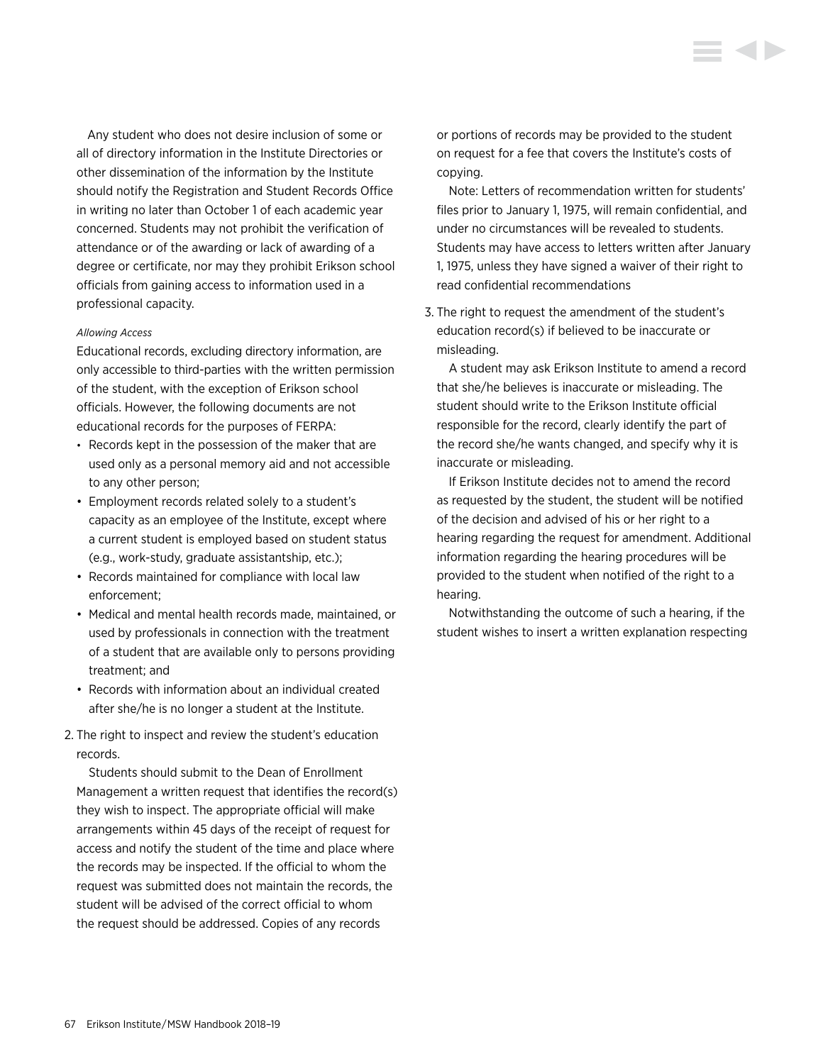Any student who does not desire inclusion of some or all of directory information in the Institute Directories or other dissemination of the information by the Institute should notify the Registration and Student Records Office in writing no later than October 1 of each academic year concerned. Students may not prohibit the verification of attendance or of the awarding or lack of awarding of a degree or certificate, nor may they prohibit Erikson school officials from gaining access to information used in a professional capacity.

*Allowing Access*

Educational records, excluding directory information, are only accessible to third-parties with the written permission of the student, with the exception of Erikson school officials. However, the following documents are not educational records for the purposes of FERPA:

- Records kept in the possession of the maker that are used only as a personal memory aid and not accessible to any other person;
- Employment records related solely to a student's capacity as an employee of the Institute, except where a current student is employed based on student status (e.g., work-study, graduate assistantship, etc.);
- Records maintained for compliance with local law enforcement;
- Medical and mental health records made, maintained, or used by professionals in connection with the treatment of a student that are available only to persons providing treatment; and
- Records with information about an individual created after she/he is no longer a student at the Institute.

2. The right to inspect and review the student's education records.

   Students should submit to the Dean of Enrollment Management a written request that identifies the record(s) they wish to inspect. The appropriate official will make arrangements within 45 days of the receipt of request for access and notify the student of the time and place where the records may be inspected. If the official to whom the request was submitted does not maintain the records, the student will be advised of the correct official to whom the request should be addressed. Copies of any records or portions of records may be provided to the student on request for a fee that covers the Institute's costs of copying.

   Note: Letters of recommendation written for students' files prior to January 1, 1975, will remain confidential, and under no circumstances will be revealed to students. Students may have access to letters written after January 1, 1975, unless they have signed a waiver of their right to read confidential recommendations

3. The right to request the amendment of the student's education record(s) if believed to be inaccurate or misleading.

   A student may ask Erikson Institute to amend a record that she/he believes is inaccurate or misleading. The student should write to the Erikson Institute official responsible for the record, clearly identify the part of the record she/he wants changed, and specify why it is inaccurate or misleading.

   If Erikson Institute decides not to amend the record as requested by the student, the student will be notified of the decision and advised of his or her right to a hearing regarding the request for amendment. Additional information regarding the hearing procedures will be provided to the student when notified of the right to a hearing.

   Notwithstanding the outcome of such a hearing, if the student wishes to insert a written explanation respecting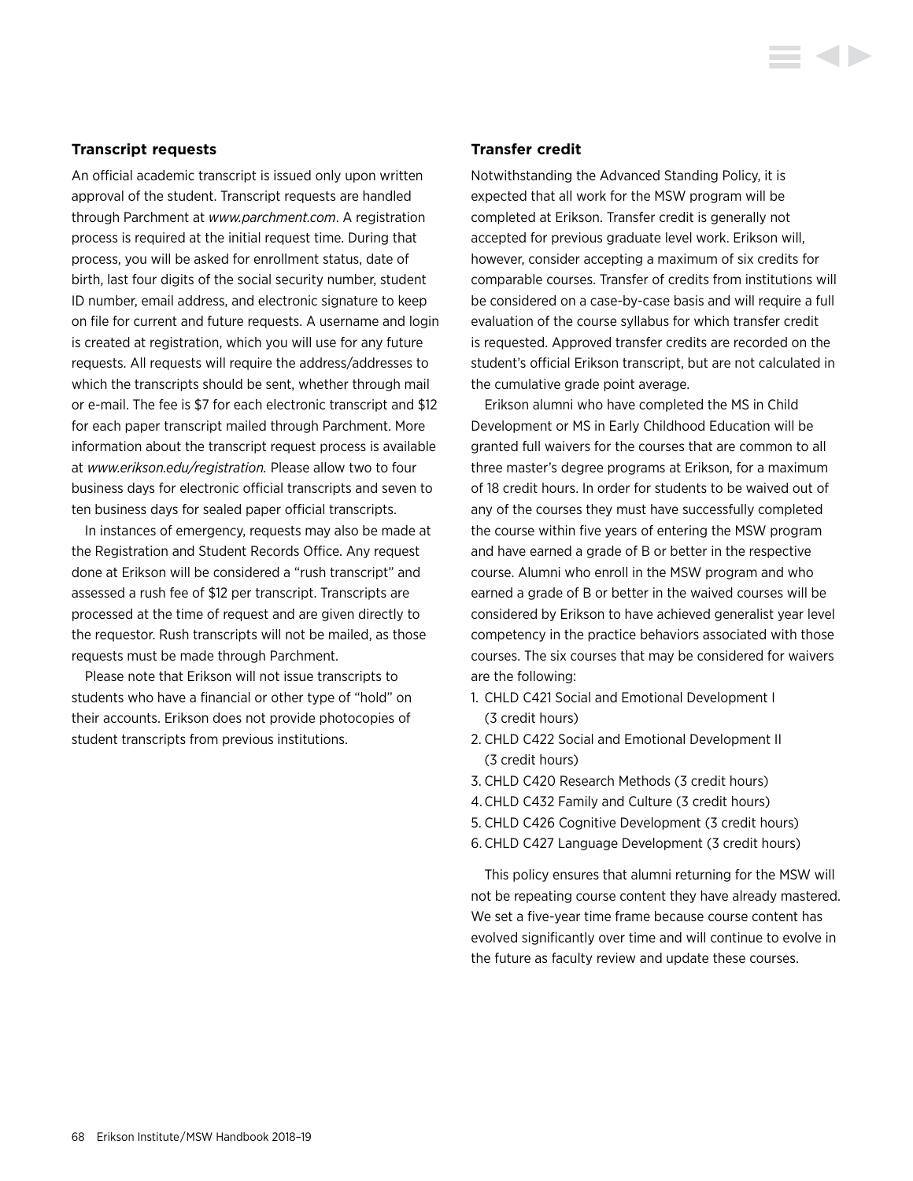### Transcript requests

An official academic transcript is issued only upon written approval of the student. Transcript requests are handled through Parchment at *www.parchment.com*. A registration process is required at the initial request time. During that process, you will be asked for enrollment status, date of birth, last four digits of the social security number, student ID number, email address, and electronic signature to keep on file for current and future requests. A username and login is created at registration, which you will use for any future requests. All requests will require the address/addresses to which the transcripts should be sent, whether through mail or e-mail. The fee is $7 for each electronic transcript and $12 for each paper transcript mailed through Parchment. More information about the transcript request process is available at *www.erikson.edu/registration.* Please allow two to four business days for electronic official transcripts and seven to ten business days for sealed paper official transcripts.

In instances of emergency, requests may also be made at the Registration and Student Records Office. Any request done at Erikson will be considered a "rush transcript" and assessed a rush fee of $12 per transcript. Transcripts are processed at the time of request and are given directly to the requestor. Rush transcripts will not be mailed, as those requests must be made through Parchment.

Please note that Erikson will not issue transcripts to students who have a financial or other type of "hold" on their accounts. Erikson does not provide photocopies of student transcripts from previous institutions.

### Transfer credit

Notwithstanding the Advanced Standing Policy, it is expected that all work for the MSW program will be completed at Erikson. Transfer credit is generally not accepted for previous graduate level work. Erikson will, however, consider accepting a maximum of six credits for comparable courses. Transfer of credits from institutions will be considered on a case-by-case basis and will require a full evaluation of the course syllabus for which transfer credit is requested. Approved transfer credits are recorded on the student's official Erikson transcript, but are not calculated in the cumulative grade point average.

Erikson alumni who have completed the MS in Child Development or MS in Early Childhood Education will be granted full waivers for the courses that are common to all three master's degree programs at Erikson, for a maximum of 18 credit hours. In order for students to be waived out of any of the courses they must have successfully completed the course within five years of entering the MSW program and have earned a grade of B or better in the respective course. Alumni who enroll in the MSW program and who earned a grade of B or better in the waived courses will be considered by Erikson to have achieved generalist year level competency in the practice behaviors associated with those courses. The six courses that may be considered for waivers are the following:

1. CHLD C421 Social and Emotional Development I (3 credit hours)
2. CHLD C422 Social and Emotional Development II (3 credit hours)
3. CHLD C420 Research Methods (3 credit hours)
4. CHLD C432 Family and Culture (3 credit hours)
5. CHLD C426 Cognitive Development (3 credit hours)
6. CHLD C427 Language Development (3 credit hours)

This policy ensures that alumni returning for the MSW will not be repeating course content they have already mastered. We set a five-year time frame because course content has evolved significantly over time and will continue to evolve in the future as faculty review and update these courses.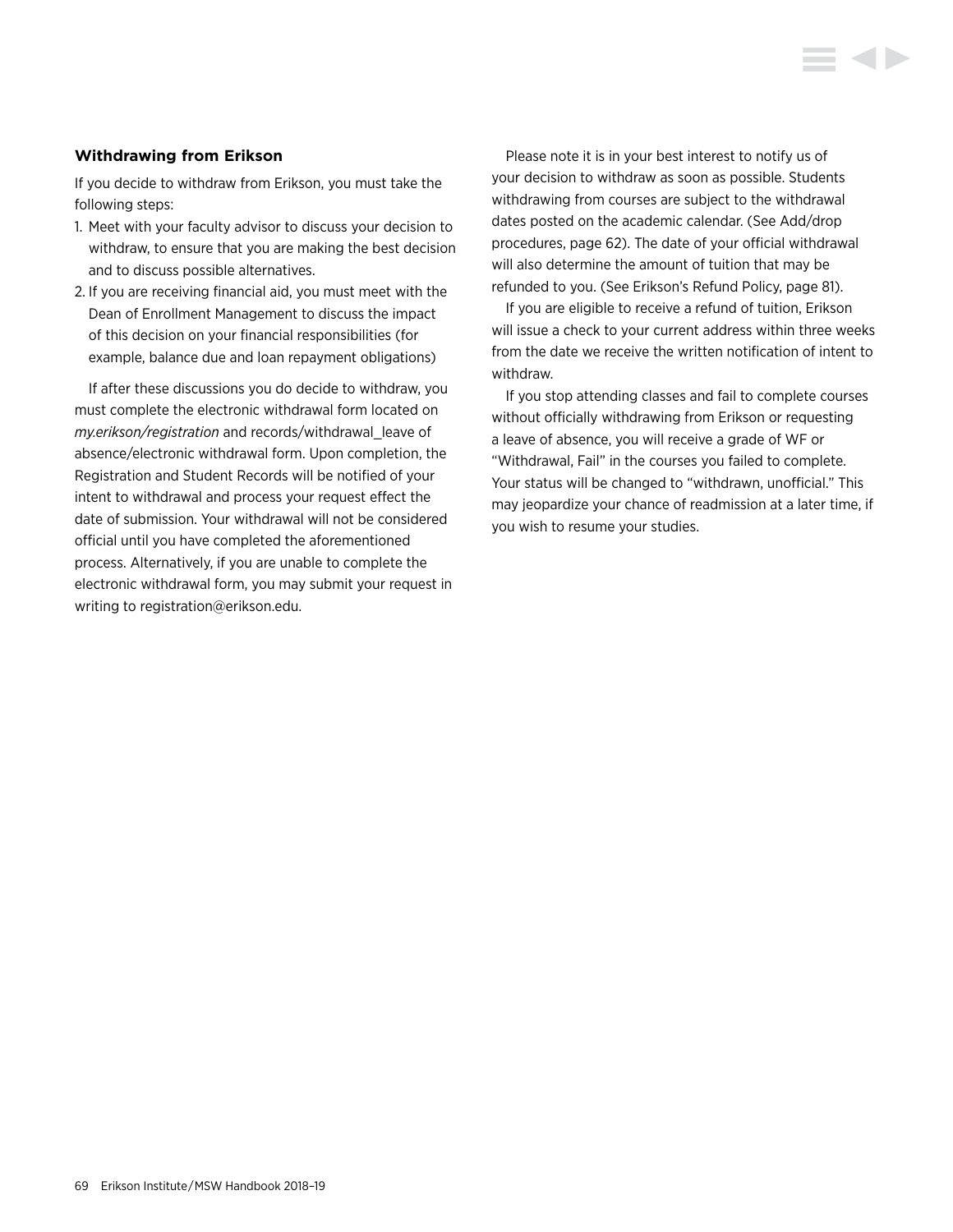### Withdrawing from Erikson

If you decide to withdraw from Erikson, you must take the following steps:

1. Meet with your faculty advisor to discuss your decision to withdraw, to ensure that you are making the best decision and to discuss possible alternatives.
2. If you are receiving financial aid, you must meet with the Dean of Enrollment Management to discuss the impact of this decision on your financial responsibilities (for example, balance due and loan repayment obligations)

If after these discussions you do decide to withdraw, you must complete the electronic withdrawal form located on *my.erikson/registration* and records/withdrawal_leave of absence/electronic withdrawal form. Upon completion, the Registration and Student Records will be notified of your intent to withdrawal and process your request effect the date of submission. Your withdrawal will not be considered official until you have completed the aforementioned process. Alternatively, if you are unable to complete the electronic withdrawal form, you may submit your request in writing to registration@erikson.edu.

Please note it is in your best interest to notify us of your decision to withdraw as soon as possible. Students withdrawing from courses are subject to the withdrawal dates posted on the academic calendar. (See Add/drop procedures, page 62). The date of your official withdrawal will also determine the amount of tuition that may be refunded to you. (See Erikson's Refund Policy, page 81).

If you are eligible to receive a refund of tuition, Erikson will issue a check to your current address within three weeks from the date we receive the written notification of intent to withdraw.

If you stop attending classes and fail to complete courses without officially withdrawing from Erikson or requesting a leave of absence, you will receive a grade of WF or "Withdrawal, Fail" in the courses you failed to complete. Your status will be changed to "withdrawn, unofficial." This may jeopardize your chance of readmission at a later time, if you wish to resume your studies.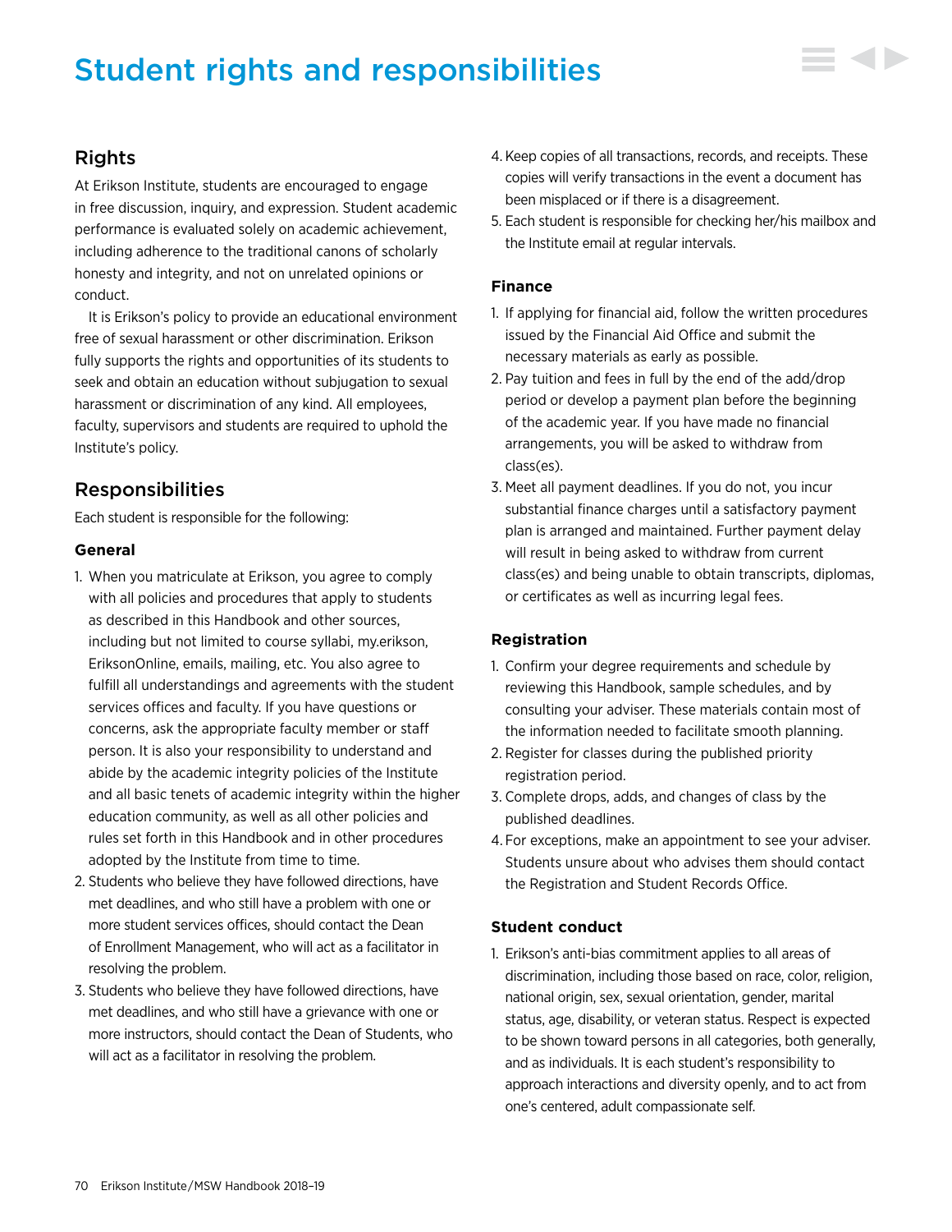# Student rights and responsibilities

## Rights

At Erikson Institute, students are encouraged to engage in free discussion, inquiry, and expression. Student academic performance is evaluated solely on academic achievement, including adherence to the traditional canons of scholarly honesty and integrity, and not on unrelated opinions or conduct.

It is Erikson's policy to provide an educational environment free of sexual harassment or other discrimination. Erikson fully supports the rights and opportunities of its students to seek and obtain an education without subjugation to sexual harassment or discrimination of any kind. All employees, faculty, supervisors and students are required to uphold the Institute's policy.

## Responsibilities

Each student is responsible for the following:

### General

1. When you matriculate at Erikson, you agree to comply with all policies and procedures that apply to students as described in this Handbook and other sources, including but not limited to course syllabi, my.erikson, EriksonOnline, emails, mailing, etc. You also agree to fulfill all understandings and agreements with the student services offices and faculty. If you have questions or concerns, ask the appropriate faculty member or staff person. It is also your responsibility to understand and abide by the academic integrity policies of the Institute and all basic tenets of academic integrity within the higher education community, as well as all other policies and rules set forth in this Handbook and in other procedures adopted by the Institute from time to time.
2. Students who believe they have followed directions, have met deadlines, and who still have a problem with one or more student services offices, should contact the Dean of Enrollment Management, who will act as a facilitator in resolving the problem.
3. Students who believe they have followed directions, have met deadlines, and who still have a grievance with one or more instructors, should contact the Dean of Students, who will act as a facilitator in resolving the problem.
4. Keep copies of all transactions, records, and receipts. These copies will verify transactions in the event a document has been misplaced or if there is a disagreement.
5. Each student is responsible for checking her/his mailbox and the Institute email at regular intervals.

### Finance

1. If applying for financial aid, follow the written procedures issued by the Financial Aid Office and submit the necessary materials as early as possible.
2. Pay tuition and fees in full by the end of the add/drop period or develop a payment plan before the beginning of the academic year. If you have made no financial arrangements, you will be asked to withdraw from class(es).
3. Meet all payment deadlines. If you do not, you incur substantial finance charges until a satisfactory payment plan is arranged and maintained. Further payment delay will result in being asked to withdraw from current class(es) and being unable to obtain transcripts, diplomas, or certificates as well as incurring legal fees.

### Registration

1. Confirm your degree requirements and schedule by reviewing this Handbook, sample schedules, and by consulting your adviser. These materials contain most of the information needed to facilitate smooth planning.
2. Register for classes during the published priority registration period.
3. Complete drops, adds, and changes of class by the published deadlines.
4. For exceptions, make an appointment to see your adviser. Students unsure about who advises them should contact the Registration and Student Records Office.

### Student conduct

1. Erikson's anti-bias commitment applies to all areas of discrimination, including those based on race, color, religion, national origin, sex, sexual orientation, gender, marital status, age, disability, or veteran status. Respect is expected to be shown toward persons in all categories, both generally, and as individuals. It is each student's responsibility to approach interactions and diversity openly, and to act from one's centered, adult compassionate self.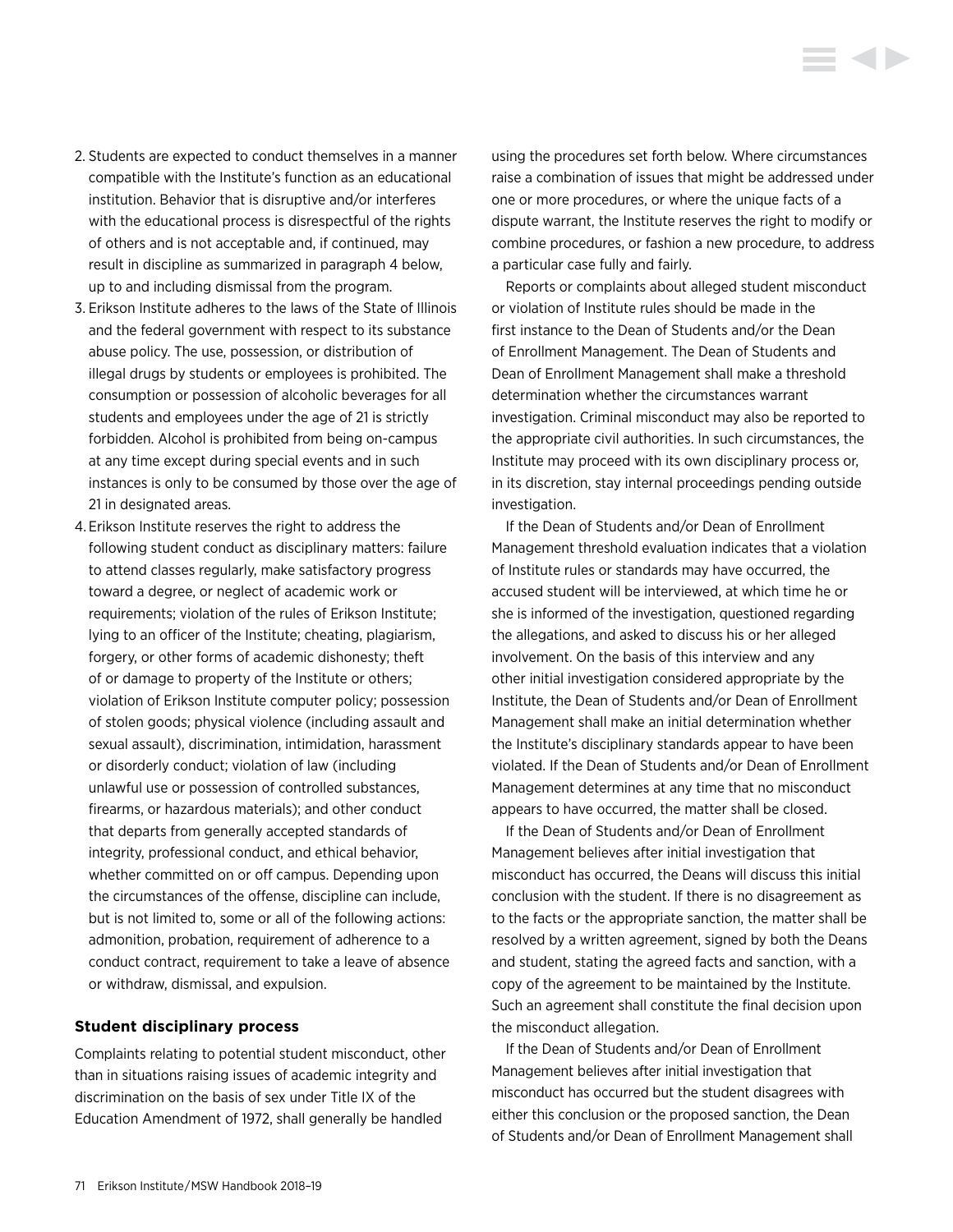2. Students are expected to conduct themselves in a manner compatible with the Institute's function as an educational institution. Behavior that is disruptive and/or interferes with the educational process is disrespectful of the rights of others and is not acceptable and, if continued, may result in discipline as summarized in paragraph 4 below, up to and including dismissal from the program.
3. Erikson Institute adheres to the laws of the State of Illinois and the federal government with respect to its substance abuse policy. The use, possession, or distribution of illegal drugs by students or employees is prohibited. The consumption or possession of alcoholic beverages for all students and employees under the age of 21 is strictly forbidden. Alcohol is prohibited from being on-campus at any time except during special events and in such instances is only to be consumed by those over the age of 21 in designated areas.
4. Erikson Institute reserves the right to address the following student conduct as disciplinary matters: failure to attend classes regularly, make satisfactory progress toward a degree, or neglect of academic work or requirements; violation of the rules of Erikson Institute; lying to an officer of the Institute; cheating, plagiarism, forgery, or other forms of academic dishonesty; theft of or damage to property of the Institute or others; violation of Erikson Institute computer policy; possession of stolen goods; physical violence (including assault and sexual assault), discrimination, intimidation, harassment or disorderly conduct; violation of law (including unlawful use or possession of controlled substances, firearms, or hazardous materials); and other conduct that departs from generally accepted standards of integrity, professional conduct, and ethical behavior, whether committed on or off campus. Depending upon the circumstances of the offense, discipline can include, but is not limited to, some or all of the following actions: admonition, probation, requirement of adherence to a conduct contract, requirement to take a leave of absence or withdraw, dismissal, and expulsion.

### Student disciplinary process

Complaints relating to potential student misconduct, other than in situations raising issues of academic integrity and discrimination on the basis of sex under Title IX of the Education Amendment of 1972, shall generally be handled using the procedures set forth below. Where circumstances raise a combination of issues that might be addressed under one or more procedures, or where the unique facts of a dispute warrant, the Institute reserves the right to modify or combine procedures, or fashion a new procedure, to address a particular case fully and fairly.

Reports or complaints about alleged student misconduct or violation of Institute rules should be made in the first instance to the Dean of Students and/or the Dean of Enrollment Management. The Dean of Students and Dean of Enrollment Management shall make a threshold determination whether the circumstances warrant investigation. Criminal misconduct may also be reported to the appropriate civil authorities. In such circumstances, the Institute may proceed with its own disciplinary process or, in its discretion, stay internal proceedings pending outside investigation.

If the Dean of Students and/or Dean of Enrollment Management threshold evaluation indicates that a violation of Institute rules or standards may have occurred, the accused student will be interviewed, at which time he or she is informed of the investigation, questioned regarding the allegations, and asked to discuss his or her alleged involvement. On the basis of this interview and any other initial investigation considered appropriate by the Institute, the Dean of Students and/or Dean of Enrollment Management shall make an initial determination whether the Institute's disciplinary standards appear to have been violated. If the Dean of Students and/or Dean of Enrollment Management determines at any time that no misconduct appears to have occurred, the matter shall be closed.

If the Dean of Students and/or Dean of Enrollment Management believes after initial investigation that misconduct has occurred, the Deans will discuss this initial conclusion with the student. If there is no disagreement as to the facts or the appropriate sanction, the matter shall be resolved by a written agreement, signed by both the Deans and student, stating the agreed facts and sanction, with a copy of the agreement to be maintained by the Institute. Such an agreement shall constitute the final decision upon the misconduct allegation.

If the Dean of Students and/or Dean of Enrollment Management believes after initial investigation that misconduct has occurred but the student disagrees with either this conclusion or the proposed sanction, the Dean of Students and/or Dean of Enrollment Management shall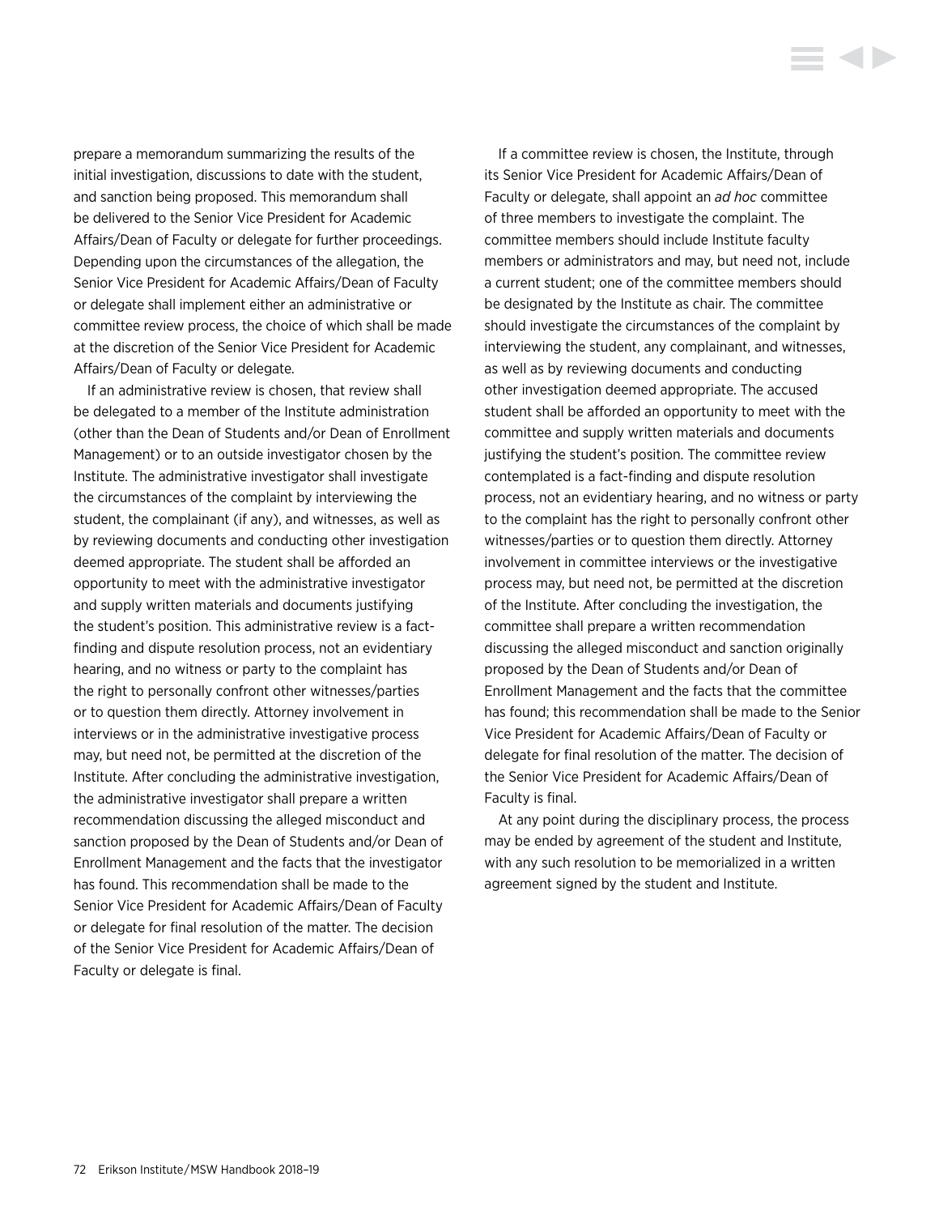prepare a memorandum summarizing the results of the initial investigation, discussions to date with the student, and sanction being proposed. This memorandum shall be delivered to the Senior Vice President for Academic Affairs/Dean of Faculty or delegate for further proceedings. Depending upon the circumstances of the allegation, the Senior Vice President for Academic Affairs/Dean of Faculty or delegate shall implement either an administrative or committee review process, the choice of which shall be made at the discretion of the Senior Vice President for Academic Affairs/Dean of Faculty or delegate.

If an administrative review is chosen, that review shall be delegated to a member of the Institute administration (other than the Dean of Students and/or Dean of Enrollment Management) or to an outside investigator chosen by the Institute. The administrative investigator shall investigate the circumstances of the complaint by interviewing the student, the complainant (if any), and witnesses, as well as by reviewing documents and conducting other investigation deemed appropriate. The student shall be afforded an opportunity to meet with the administrative investigator and supply written materials and documents justifying the student's position. This administrative review is a fact-finding and dispute resolution process, not an evidentiary hearing, and no witness or party to the complaint has the right to personally confront other witnesses/parties or to question them directly. Attorney involvement in interviews or in the administrative investigative process may, but need not, be permitted at the discretion of the Institute. After concluding the administrative investigation, the administrative investigator shall prepare a written recommendation discussing the alleged misconduct and sanction proposed by the Dean of Students and/or Dean of Enrollment Management and the facts that the investigator has found. This recommendation shall be made to the Senior Vice President for Academic Affairs/Dean of Faculty or delegate for final resolution of the matter. The decision of the Senior Vice President for Academic Affairs/Dean of Faculty or delegate is final.

If a committee review is chosen, the Institute, through its Senior Vice President for Academic Affairs/Dean of Faculty or delegate, shall appoint an *ad hoc* committee of three members to investigate the complaint. The committee members should include Institute faculty members or administrators and may, but need not, include a current student; one of the committee members should be designated by the Institute as chair. The committee should investigate the circumstances of the complaint by interviewing the student, any complainant, and witnesses, as well as by reviewing documents and conducting other investigation deemed appropriate. The accused student shall be afforded an opportunity to meet with the committee and supply written materials and documents justifying the student's position. The committee review contemplated is a fact-finding and dispute resolution process, not an evidentiary hearing, and no witness or party to the complaint has the right to personally confront other witnesses/parties or to question them directly. Attorney involvement in committee interviews or the investigative process may, but need not, be permitted at the discretion of the Institute. After concluding the investigation, the committee shall prepare a written recommendation discussing the alleged misconduct and sanction originally proposed by the Dean of Students and/or Dean of Enrollment Management and the facts that the committee has found; this recommendation shall be made to the Senior Vice President for Academic Affairs/Dean of Faculty or delegate for final resolution of the matter. The decision of the Senior Vice President for Academic Affairs/Dean of Faculty is final.

At any point during the disciplinary process, the process may be ended by agreement of the student and Institute, with any such resolution to be memorialized in a written agreement signed by the student and Institute.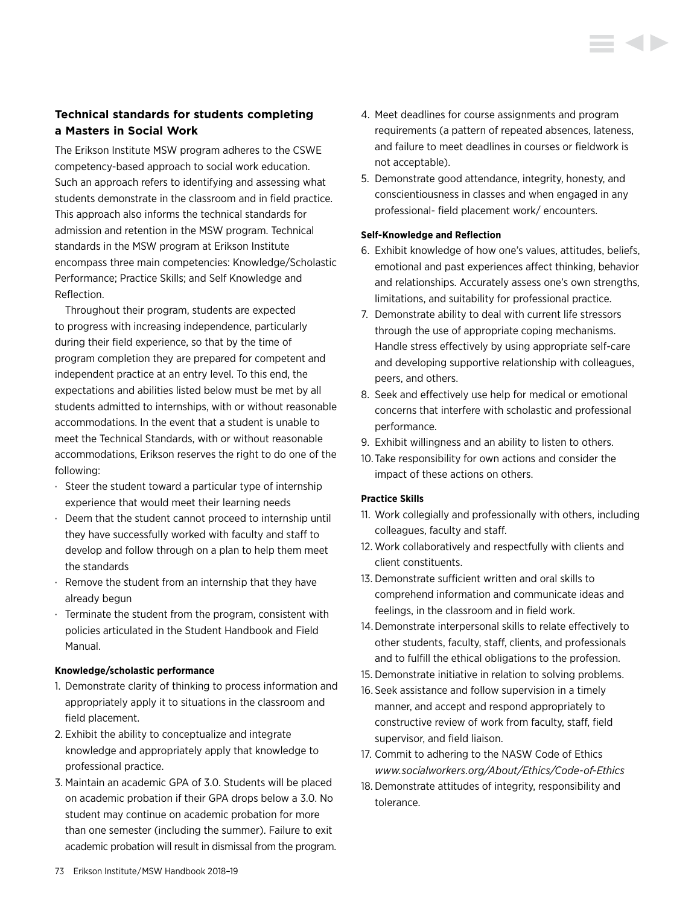### Technical standards for students completing a Masters in Social Work

The Erikson Institute MSW program adheres to the CSWE competency-based approach to social work education. Such an approach refers to identifying and assessing what students demonstrate in the classroom and in field practice. This approach also informs the technical standards for admission and retention in the MSW program. Technical standards in the MSW program at Erikson Institute encompass three main competencies: Knowledge/Scholastic Performance; Practice Skills; and Self Knowledge and Reflection.

Throughout their program, students are expected to progress with increasing independence, particularly during their field experience, so that by the time of program completion they are prepared for competent and independent practice at an entry level. To this end, the expectations and abilities listed below must be met by all students admitted to internships, with or without reasonable accommodations. In the event that a student is unable to meet the Technical Standards, with or without reasonable accommodations, Erikson reserves the right to do one of the following:

- Steer the student toward a particular type of internship experience that would meet their learning needs
- Deem that the student cannot proceed to internship until they have successfully worked with faculty and staff to develop and follow through on a plan to help them meet the standards
- Remove the student from an internship that they have already begun
- Terminate the student from the program, consistent with policies articulated in the Student Handbook and Field Manual.

#### Knowledge/scholastic performance

1. Demonstrate clarity of thinking to process information and appropriately apply it to situations in the classroom and field placement.
2. Exhibit the ability to conceptualize and integrate knowledge and appropriately apply that knowledge to professional practice.
3. Maintain an academic GPA of 3.0. Students will be placed on academic probation if their GPA drops below a 3.0. No student may continue on academic probation for more than one semester (including the summer). Failure to exit academic probation will result in dismissal from the program.
4. Meet deadlines for course assignments and program requirements (a pattern of repeated absences, lateness, and failure to meet deadlines in courses or fieldwork is not acceptable).
5. Demonstrate good attendance, integrity, honesty, and conscientiousness in classes and when engaged in any professional- field placement work/ encounters.

#### Self-Knowledge and Reflection

6. Exhibit knowledge of how one's values, attitudes, beliefs, emotional and past experiences affect thinking, behavior and relationships. Accurately assess one's own strengths, limitations, and suitability for professional practice.
7. Demonstrate ability to deal with current life stressors through the use of appropriate coping mechanisms. Handle stress effectively by using appropriate self-care and developing supportive relationship with colleagues, peers, and others.
8. Seek and effectively use help for medical or emotional concerns that interfere with scholastic and professional performance.
9. Exhibit willingness and an ability to listen to others.
10. Take responsibility for own actions and consider the impact of these actions on others.

#### Practice Skills

11. Work collegially and professionally with others, including colleagues, faculty and staff.
12. Work collaboratively and respectfully with clients and client constituents.
13. Demonstrate sufficient written and oral skills to comprehend information and communicate ideas and feelings, in the classroom and in field work.
14. Demonstrate interpersonal skills to relate effectively to other students, faculty, staff, clients, and professionals and to fulfill the ethical obligations to the profession.
15. Demonstrate initiative in relation to solving problems.
16. Seek assistance and follow supervision in a timely manner, and accept and respond appropriately to constructive review of work from faculty, staff, field supervisor, and field liaison.
17. Commit to adhering to the NASW Code of Ethics *www.socialworkers.org/About/Ethics/Code-of-Ethics*
18. Demonstrate attitudes of integrity, responsibility and tolerance.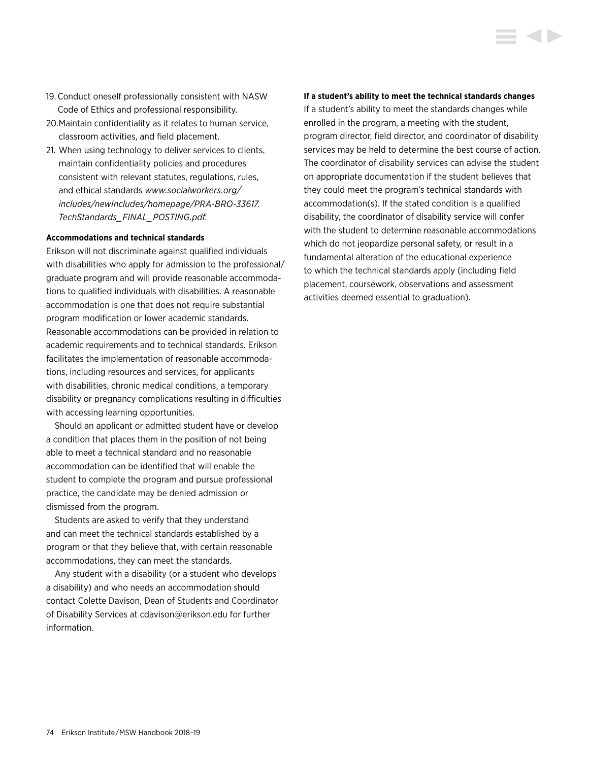19. Conduct oneself professionally consistent with NASW Code of Ethics and professional responsibility.
20. Maintain confidentiality as it relates to human service, classroom activities, and field placement.
21. When using technology to deliver services to clients, maintain confidentiality policies and procedures consistent with relevant statutes, regulations, rules, and ethical standards *www.socialworkers.org/includes/newIncludes/homepage/PRA-BRO-33617.TechStandards_FINAL_POSTING.pdf.*

**Accommodations and technical standards**

Erikson will not discriminate against qualified individuals with disabilities who apply for admission to the professional/graduate program and will provide reasonable accommodations to qualified individuals with disabilities. A reasonable accommodation is one that does not require substantial program modification or lower academic standards. Reasonable accommodations can be provided in relation to academic requirements and to technical standards. Erikson facilitates the implementation of reasonable accommodations, including resources and services, for applicants with disabilities, chronic medical conditions, a temporary disability or pregnancy complications resulting in difficulties with accessing learning opportunities.

Should an applicant or admitted student have or develop a condition that places them in the position of not being able to meet a technical standard and no reasonable accommodation can be identified that will enable the student to complete the program and pursue professional practice, the candidate may be denied admission or dismissed from the program.

Students are asked to verify that they understand and can meet the technical standards established by a program or that they believe that, with certain reasonable accommodations, they can meet the standards.

Any student with a disability (or a student who develops a disability) and who needs an accommodation should contact Colette Davison, Dean of Students and Coordinator of Disability Services at cdavison@erikson.edu for further information.

**If a student's ability to meet the technical standards changes**

If a student's ability to meet the standards changes while enrolled in the program, a meeting with the student, program director, field director, and coordinator of disability services may be held to determine the best course of action. The coordinator of disability services can advise the student on appropriate documentation if the student believes that they could meet the program's technical standards with accommodation(s). If the stated condition is a qualified disability, the coordinator of disability service will confer with the student to determine reasonable accommodations which do not jeopardize personal safety, or result in a fundamental alteration of the educational experience to which the technical standards apply (including field placement, coursework, observations and assessment activities deemed essential to graduation).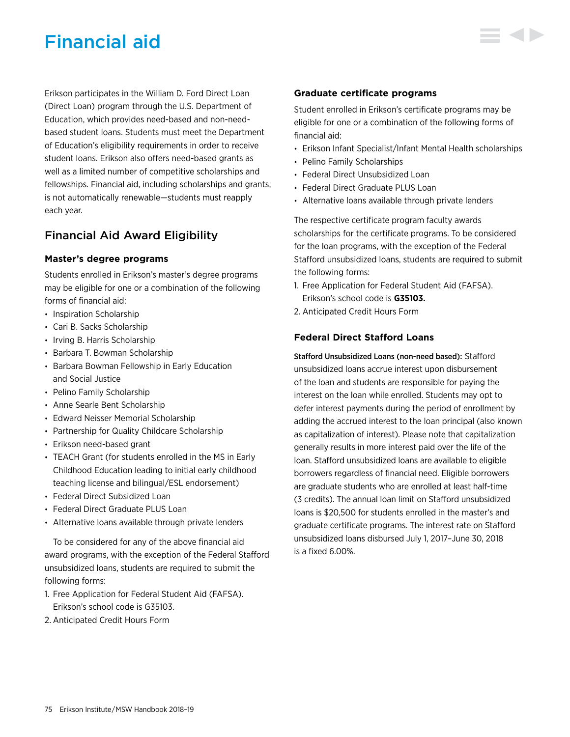# Financial aid

Erikson participates in the William D. Ford Direct Loan (Direct Loan) program through the U.S. Department of Education, which provides need-based and non-need-based student loans. Students must meet the Department of Education's eligibility requirements in order to receive student loans. Erikson also offers need-based grants as well as a limited number of competitive scholarships and fellowships. Financial aid, including scholarships and grants, is not automatically renewable—students must reapply each year.

## Financial Aid Award Eligibility

### Master's degree programs

Students enrolled in Erikson's master's degree programs may be eligible for one or a combination of the following forms of financial aid:

- Inspiration Scholarship
- Cari B. Sacks Scholarship
- Irving B. Harris Scholarship
- Barbara T. Bowman Scholarship
- Barbara Bowman Fellowship in Early Education and Social Justice
- Pelino Family Scholarship
- Anne Searle Bent Scholarship
- Edward Neisser Memorial Scholarship
- Partnership for Quality Childcare Scholarship
- Erikson need-based grant
- TEACH Grant (for students enrolled in the MS in Early Childhood Education leading to initial early childhood teaching license and bilingual/ESL endorsement)
- Federal Direct Subsidized Loan
- Federal Direct Graduate PLUS Loan
- Alternative loans available through private lenders

To be considered for any of the above financial aid award programs, with the exception of the Federal Stafford unsubsidized loans, students are required to submit the following forms:

1. Free Application for Federal Student Aid (FAFSA). Erikson's school code is G35103.
2. Anticipated Credit Hours Form

### Graduate certificate programs

Student enrolled in Erikson's certificate programs may be eligible for one or a combination of the following forms of financial aid:

- Erikson Infant Specialist/Infant Mental Health scholarships
- Pelino Family Scholarships
- Federal Direct Unsubsidized Loan
- Federal Direct Graduate PLUS Loan
- Alternative loans available through private lenders

The respective certificate program faculty awards scholarships for the certificate programs. To be considered for the loan programs, with the exception of the Federal Stafford unsubsidized loans, students are required to submit the following forms:

1. Free Application for Federal Student Aid (FAFSA). Erikson's school code is **G35103.**
2. Anticipated Credit Hours Form

### Federal Direct Stafford Loans

**Stafford Unsubsidized Loans (non-need based):** Stafford unsubsidized loans accrue interest upon disbursement of the loan and students are responsible for paying the interest on the loan while enrolled. Students may opt to defer interest payments during the period of enrollment by adding the accrued interest to the loan principal (also known as capitalization of interest). Please note that capitalization generally results in more interest paid over the life of the loan. Stafford unsubsidized loans are available to eligible borrowers regardless of financial need. Eligible borrowers are graduate students who are enrolled at least half-time (3 credits). The annual loan limit on Stafford unsubsidized loans is $20,500 for students enrolled in the master's and graduate certificate programs. The interest rate on Stafford unsubsidized loans disbursed July 1, 2017–June 30, 2018 is a fixed 6.00%.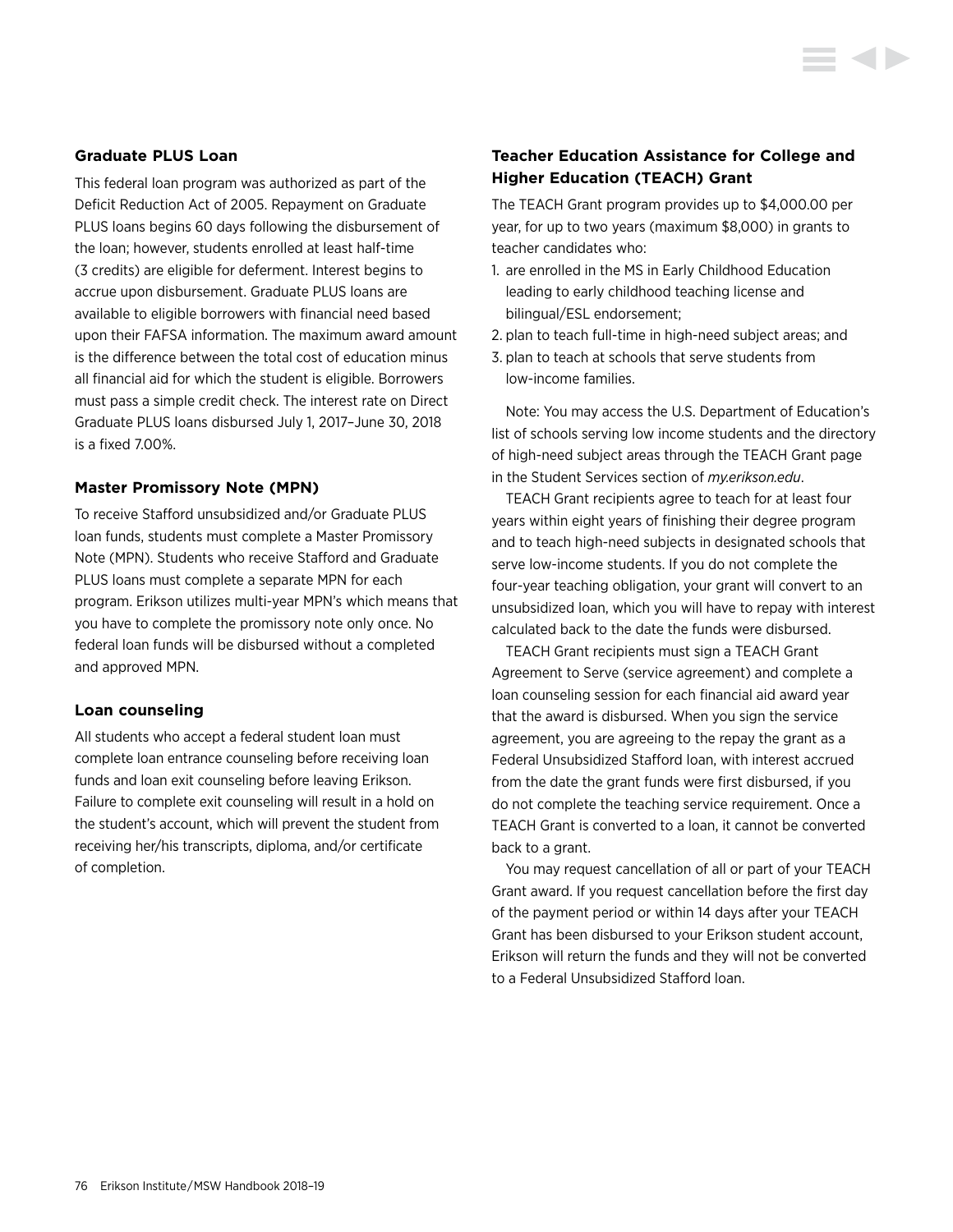### Graduate PLUS Loan

This federal loan program was authorized as part of the Deficit Reduction Act of 2005. Repayment on Graduate PLUS loans begins 60 days following the disbursement of the loan; however, students enrolled at least half-time (3 credits) are eligible for deferment. Interest begins to accrue upon disbursement. Graduate PLUS loans are available to eligible borrowers with financial need based upon their FAFSA information. The maximum award amount is the difference between the total cost of education minus all financial aid for which the student is eligible. Borrowers must pass a simple credit check. The interest rate on Direct Graduate PLUS loans disbursed July 1, 2017–June 30, 2018 is a fixed 7.00%.

### Master Promissory Note (MPN)

To receive Stafford unsubsidized and/or Graduate PLUS loan funds, students must complete a Master Promissory Note (MPN). Students who receive Stafford and Graduate PLUS loans must complete a separate MPN for each program. Erikson utilizes multi-year MPN's which means that you have to complete the promissory note only once. No federal loan funds will be disbursed without a completed and approved MPN.

### Loan counseling

All students who accept a federal student loan must complete loan entrance counseling before receiving loan funds and loan exit counseling before leaving Erikson. Failure to complete exit counseling will result in a hold on the student's account, which will prevent the student from receiving her/his transcripts, diploma, and/or certificate of completion.

### Teacher Education Assistance for College and Higher Education (TEACH) Grant

The TEACH Grant program provides up to $4,000.00 per year, for up to two years (maximum $8,000) in grants to teacher candidates who:

1. are enrolled in the MS in Early Childhood Education leading to early childhood teaching license and bilingual/ESL endorsement;
2. plan to teach full-time in high-need subject areas; and
3. plan to teach at schools that serve students from low-income families.

Note: You may access the U.S. Department of Education's list of schools serving low income students and the directory of high-need subject areas through the TEACH Grant page in the Student Services section of *my.erikson.edu*.

TEACH Grant recipients agree to teach for at least four years within eight years of finishing their degree program and to teach high-need subjects in designated schools that serve low-income students. If you do not complete the four-year teaching obligation, your grant will convert to an unsubsidized loan, which you will have to repay with interest calculated back to the date the funds were disbursed.

TEACH Grant recipients must sign a TEACH Grant Agreement to Serve (service agreement) and complete a loan counseling session for each financial aid award year that the award is disbursed. When you sign the service agreement, you are agreeing to the repay the grant as a Federal Unsubsidized Stafford loan, with interest accrued from the date the grant funds were first disbursed, if you do not complete the teaching service requirement. Once a TEACH Grant is converted to a loan, it cannot be converted back to a grant.

You may request cancellation of all or part of your TEACH Grant award. If you request cancellation before the first day of the payment period or within 14 days after your TEACH Grant has been disbursed to your Erikson student account, Erikson will return the funds and they will not be converted to a Federal Unsubsidized Stafford loan.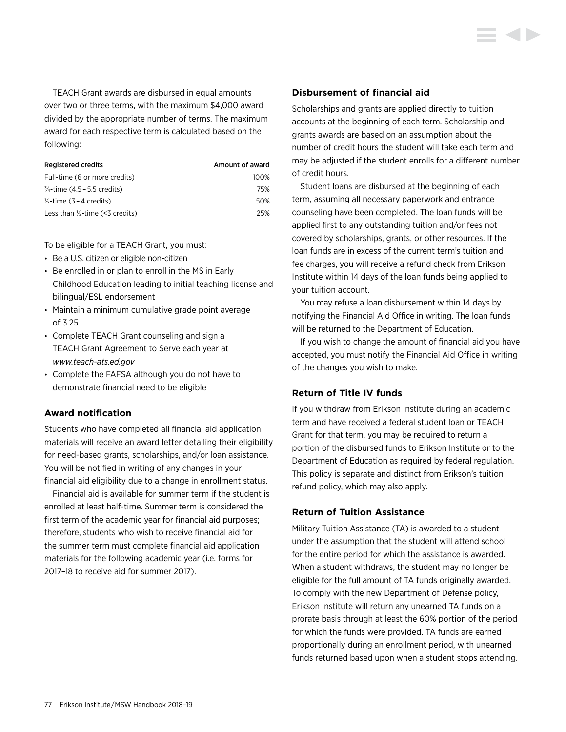TEACH Grant awards are disbursed in equal amounts over two or three terms, with the maximum $4,000 award divided by the appropriate number of terms. The maximum award for each respective term is calculated based on the following:

| Registered credits | Amount of award |
| --- | --- |
| Full-time (6 or more credits) | 100% |
| ¾-time (4.5 – 5.5 credits) | 75% |
| ½-time (3 – 4 credits) | 50% |
| Less than ½-time (<3 credits) | 25% |

To be eligible for a TEACH Grant, you must:

- Be a U.S. citizen or eligible non-citizen
- Be enrolled in or plan to enroll in the MS in Early Childhood Education leading to initial teaching license and bilingual/ESL endorsement
- Maintain a minimum cumulative grade point average of 3.25
- Complete TEACH Grant counseling and sign a TEACH Grant Agreement to Serve each year at *www.teach-ats.ed.gov*
- Complete the FAFSA although you do not have to demonstrate financial need to be eligible

### Award notification

Students who have completed all financial aid application materials will receive an award letter detailing their eligibility for need-based grants, scholarships, and/or loan assistance. You will be notified in writing of any changes in your financial aid eligibility due to a change in enrollment status.

Financial aid is available for summer term if the student is enrolled at least half-time. Summer term is considered the first term of the academic year for financial aid purposes; therefore, students who wish to receive financial aid for the summer term must complete financial aid application materials for the following academic year (i.e. forms for 2017–18 to receive aid for summer 2017).

### Disbursement of financial aid

Scholarships and grants are applied directly to tuition accounts at the beginning of each term. Scholarship and grants awards are based on an assumption about the number of credit hours the student will take each term and may be adjusted if the student enrolls for a different number of credit hours.

Student loans are disbursed at the beginning of each term, assuming all necessary paperwork and entrance counseling have been completed. The loan funds will be applied first to any outstanding tuition and/or fees not covered by scholarships, grants, or other resources. If the loan funds are in excess of the current term's tuition and fee charges, you will receive a refund check from Erikson Institute within 14 days of the loan funds being applied to your tuition account.

You may refuse a loan disbursement within 14 days by notifying the Financial Aid Office in writing. The loan funds will be returned to the Department of Education.

If you wish to change the amount of financial aid you have accepted, you must notify the Financial Aid Office in writing of the changes you wish to make.

### Return of Title IV funds

If you withdraw from Erikson Institute during an academic term and have received a federal student loan or TEACH Grant for that term, you may be required to return a portion of the disbursed funds to Erikson Institute or to the Department of Education as required by federal regulation. This policy is separate and distinct from Erikson's tuition refund policy, which may also apply.

### Return of Tuition Assistance

Military Tuition Assistance (TA) is awarded to a student under the assumption that the student will attend school for the entire period for which the assistance is awarded. When a student withdraws, the student may no longer be eligible for the full amount of TA funds originally awarded. To comply with the new Department of Defense policy, Erikson Institute will return any unearned TA funds on a prorate basis through at least the 60% portion of the period for which the funds were provided. TA funds are earned proportionally during an enrollment period, with unearned funds returned based upon when a student stops attending.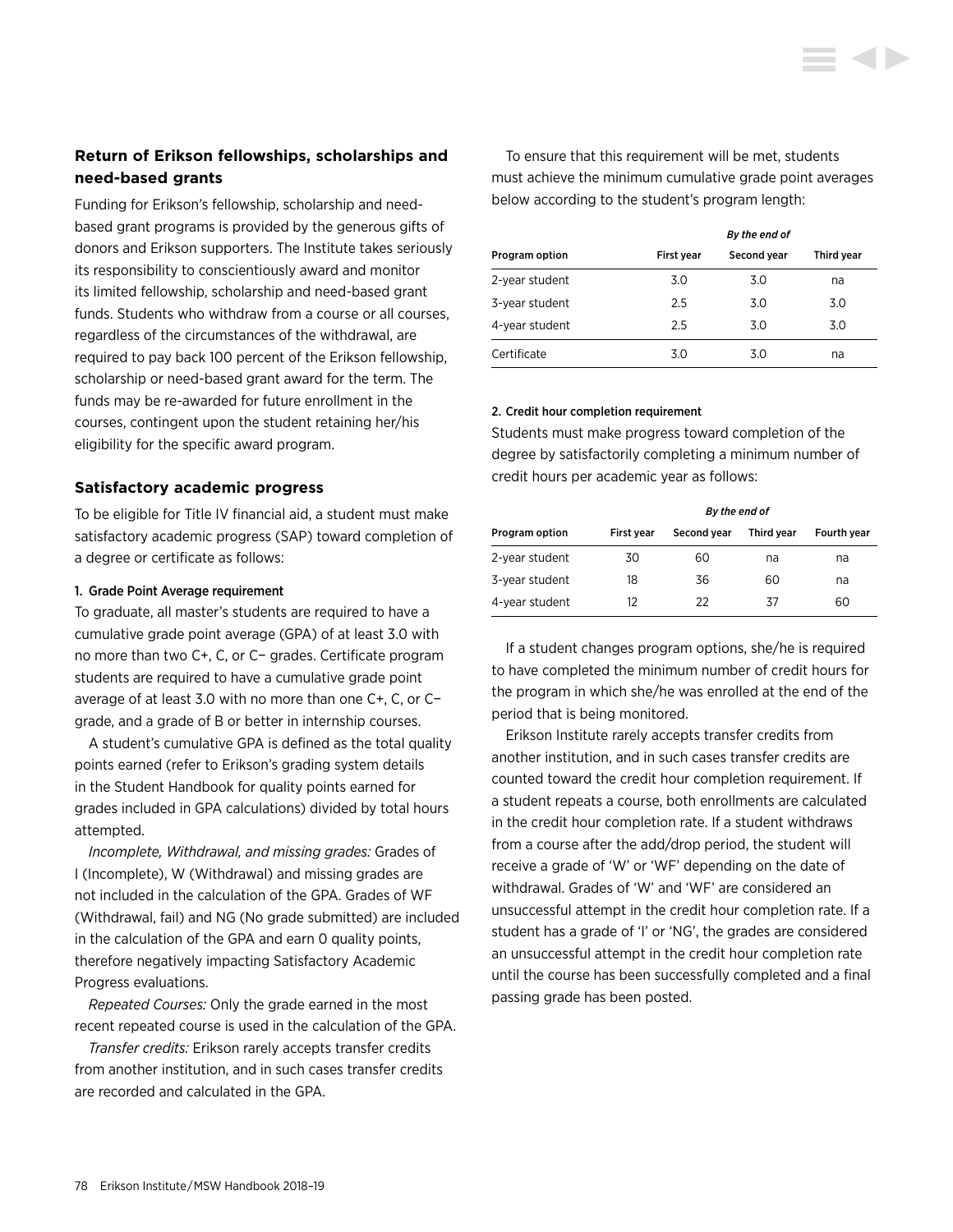### Return of Erikson fellowships, scholarships and need-based grants

Funding for Erikson's fellowship, scholarship and need-based grant programs is provided by the generous gifts of donors and Erikson supporters. The Institute takes seriously its responsibility to conscientiously award and monitor its limited fellowship, scholarship and need-based grant funds. Students who withdraw from a course or all courses, regardless of the circumstances of the withdrawal, are required to pay back 100 percent of the Erikson fellowship, scholarship or need-based grant award for the term. The funds may be re-awarded for future enrollment in the courses, contingent upon the student retaining her/his eligibility for the specific award program.

### Satisfactory academic progress

To be eligible for Title IV financial aid, a student must make satisfactory academic progress (SAP) toward completion of a degree or certificate as follows:

#### 1. Grade Point Average requirement

To graduate, all master's students are required to have a cumulative grade point average (GPA) of at least 3.0 with no more than two C+, C, or C− grades. Certificate program students are required to have a cumulative grade point average of at least 3.0 with no more than one C+, C, or C− grade, and a grade of B or better in internship courses.

A student's cumulative GPA is defined as the total quality points earned (refer to Erikson's grading system details in the Student Handbook for quality points earned for grades included in GPA calculations) divided by total hours attempted.

*Incomplete, Withdrawal, and missing grades:* Grades of I (Incomplete), W (Withdrawal) and missing grades are not included in the calculation of the GPA. Grades of WF (Withdrawal, fail) and NG (No grade submitted) are included in the calculation of the GPA and earn 0 quality points, therefore negatively impacting Satisfactory Academic Progress evaluations.

*Repeated Courses:* Only the grade earned in the most recent repeated course is used in the calculation of the GPA.

*Transfer credits:* Erikson rarely accepts transfer credits from another institution, and in such cases transfer credits are recorded and calculated in the GPA.

To ensure that this requirement will be met, students must achieve the minimum cumulative grade point averages below according to the student's program length:

| | *By the end of* | | |
|---|---|---|---|
| **Program option** | **First year** | **Second year** | **Third year** |
| 2-year student | 3.0 | 3.0 | na |
| 3-year student | 2.5 | 3.0 | 3.0 |
| 4-year student | 2.5 | 3.0 | 3.0 |
| Certificate | 3.0 | 3.0 | na |

#### 2. Credit hour completion requirement

Students must make progress toward completion of the degree by satisfactorily completing a minimum number of credit hours per academic year as follows:

| | *By the end of* | | | |
|---|---|---|---|---|
| **Program option** | **First year** | **Second year** | **Third year** | **Fourth year** |
| 2-year student | 30 | 60 | na | na |
| 3-year student | 18 | 36 | 60 | na |
| 4-year student | 12 | 22 | 37 | 60 |

If a student changes program options, she/he is required to have completed the minimum number of credit hours for the program in which she/he was enrolled at the end of the period that is being monitored.

Erikson Institute rarely accepts transfer credits from another institution, and in such cases transfer credits are counted toward the credit hour completion requirement. If a student repeats a course, both enrollments are calculated in the credit hour completion rate. If a student withdraws from a course after the add/drop period, the student will receive a grade of 'W' or 'WF' depending on the date of withdrawal. Grades of 'W' and 'WF' are considered an unsuccessful attempt in the credit hour completion rate. If a student has a grade of 'I' or 'NG', the grades are considered an unsuccessful attempt in the credit hour completion rate until the course has been successfully completed and a final passing grade has been posted.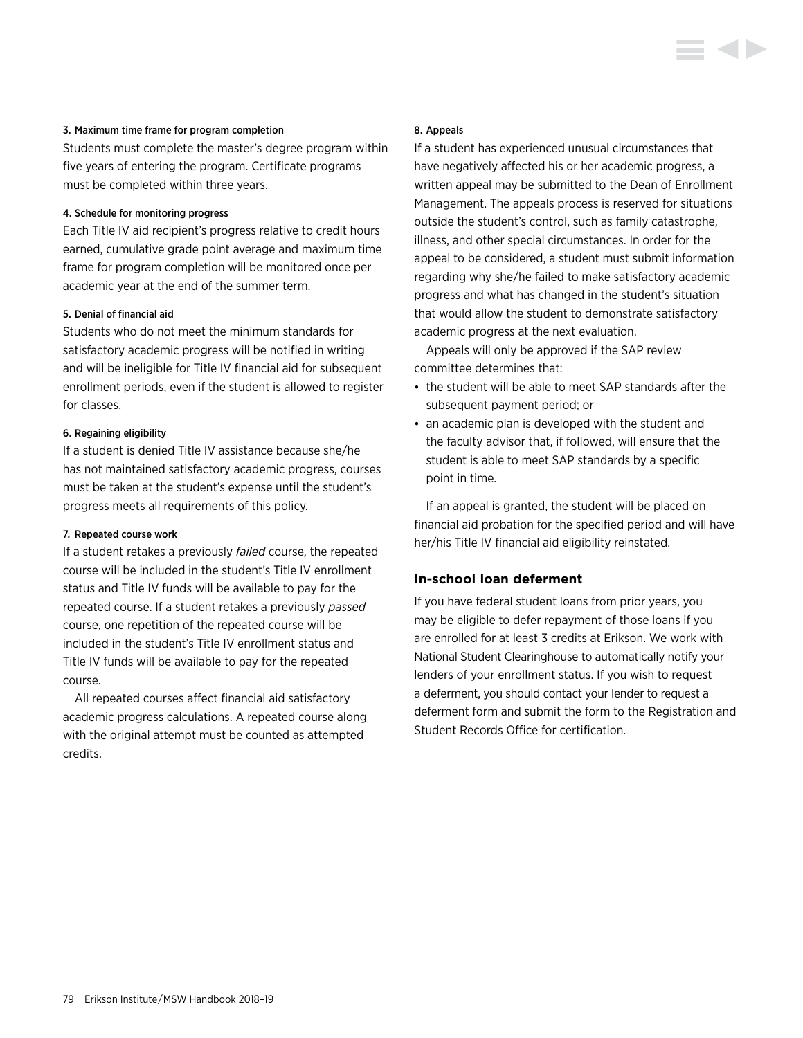#### 3. Maximum time frame for program completion

Students must complete the master's degree program within five years of entering the program. Certificate programs must be completed within three years.

#### 4. Schedule for monitoring progress

Each Title IV aid recipient's progress relative to credit hours earned, cumulative grade point average and maximum time frame for program completion will be monitored once per academic year at the end of the summer term.

#### 5. Denial of financial aid

Students who do not meet the minimum standards for satisfactory academic progress will be notified in writing and will be ineligible for Title IV financial aid for subsequent enrollment periods, even if the student is allowed to register for classes.

#### 6. Regaining eligibility

If a student is denied Title IV assistance because she/he has not maintained satisfactory academic progress, courses must be taken at the student's expense until the student's progress meets all requirements of this policy.

#### 7. Repeated course work

If a student retakes a previously *failed* course, the repeated course will be included in the student's Title IV enrollment status and Title IV funds will be available to pay for the repeated course. If a student retakes a previously *passed* course, one repetition of the repeated course will be included in the student's Title IV enrollment status and Title IV funds will be available to pay for the repeated course.

All repeated courses affect financial aid satisfactory academic progress calculations. A repeated course along with the original attempt must be counted as attempted credits.

#### 8. Appeals

If a student has experienced unusual circumstances that have negatively affected his or her academic progress, a written appeal may be submitted to the Dean of Enrollment Management. The appeals process is reserved for situations outside the student's control, such as family catastrophe, illness, and other special circumstances. In order for the appeal to be considered, a student must submit information regarding why she/he failed to make satisfactory academic progress and what has changed in the student's situation that would allow the student to demonstrate satisfactory academic progress at the next evaluation.

Appeals will only be approved if the SAP review committee determines that:

- the student will be able to meet SAP standards after the subsequent payment period; or
- an academic plan is developed with the student and the faculty advisor that, if followed, will ensure that the student is able to meet SAP standards by a specific point in time.

If an appeal is granted, the student will be placed on financial aid probation for the specified period and will have her/his Title IV financial aid eligibility reinstated.

### In-school loan deferment

If you have federal student loans from prior years, you may be eligible to defer repayment of those loans if you are enrolled for at least 3 credits at Erikson. We work with National Student Clearinghouse to automatically notify your lenders of your enrollment status. If you wish to request a deferment, you should contact your lender to request a deferment form and submit the form to the Registration and Student Records Office for certification.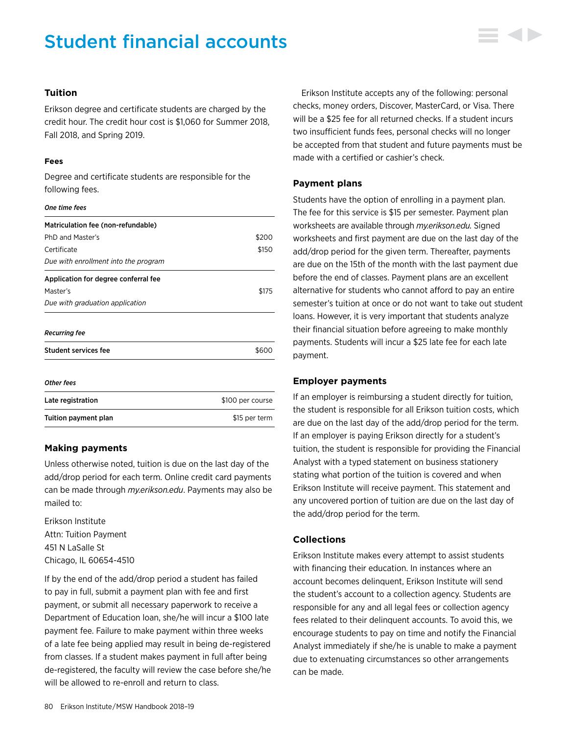# Student financial accounts

### Tuition

Erikson degree and certificate students are charged by the credit hour. The credit hour cost is $1,060 for Summer 2018, Fall 2018, and Spring 2019.

#### Fees

Degree and certificate students are responsible for the following fees.

***One time fees***

| | |
|---|---|
| **Matriculation fee (non-refundable)** | |
| PhD and Master's | $200 |
| Certificate | $150 |
| *Due with enrollment into the program* | |
| **Application for degree conferral fee** | |
| Master's | $175 |
| *Due with graduation application* | |

***Recurring fee***

| | |
|---|---|
| **Student services fee** | $600 |

***Other fees***

| | |
|---|---|
| **Late registration** | $100 per course |
| **Tuition payment plan** | $15 per term |

### Making payments

Unless otherwise noted, tuition is due on the last day of the add/drop period for each term. Online credit card payments can be made through *my.erikson.edu*. Payments may also be mailed to:

Erikson Institute
Attn: Tuition Payment
451 N LaSalle St
Chicago, IL 60654-4510

If by the end of the add/drop period a student has failed to pay in full, submit a payment plan with fee and first payment, or submit all necessary paperwork to receive a Department of Education loan, she/he will incur a $100 late payment fee. Failure to make payment within three weeks of a late fee being applied may result in being de-registered from classes. If a student makes payment in full after being de-registered, the faculty will review the case before she/he will be allowed to re-enroll and return to class.

Erikson Institute accepts any of the following: personal checks, money orders, Discover, MasterCard, or Visa. There will be a $25 fee for all returned checks. If a student incurs two insufficient funds fees, personal checks will no longer be accepted from that student and future payments must be made with a certified or cashier's check.

### Payment plans

Students have the option of enrolling in a payment plan. The fee for this service is $15 per semester. Payment plan worksheets are available through *my.erikson.edu.* Signed worksheets and first payment are due on the last day of the add/drop period for the given term. Thereafter, payments are due on the 15th of the month with the last payment due before the end of classes. Payment plans are an excellent alternative for students who cannot afford to pay an entire semester's tuition at once or do not want to take out student loans. However, it is very important that students analyze their financial situation before agreeing to make monthly payments. Students will incur a $25 late fee for each late payment.

### Employer payments

If an employer is reimbursing a student directly for tuition, the student is responsible for all Erikson tuition costs, which are due on the last day of the add/drop period for the term. If an employer is paying Erikson directly for a student's tuition, the student is responsible for providing the Financial Analyst with a typed statement on business stationery stating what portion of the tuition is covered and when Erikson Institute will receive payment. This statement and any uncovered portion of tuition are due on the last day of the add/drop period for the term.

### Collections

Erikson Institute makes every attempt to assist students with financing their education. In instances where an account becomes delinquent, Erikson Institute will send the student's account to a collection agency. Students are responsible for any and all legal fees or collection agency fees related to their delinquent accounts. To avoid this, we encourage students to pay on time and notify the Financial Analyst immediately if she/he is unable to make a payment due to extenuating circumstances so other arrangements can be made.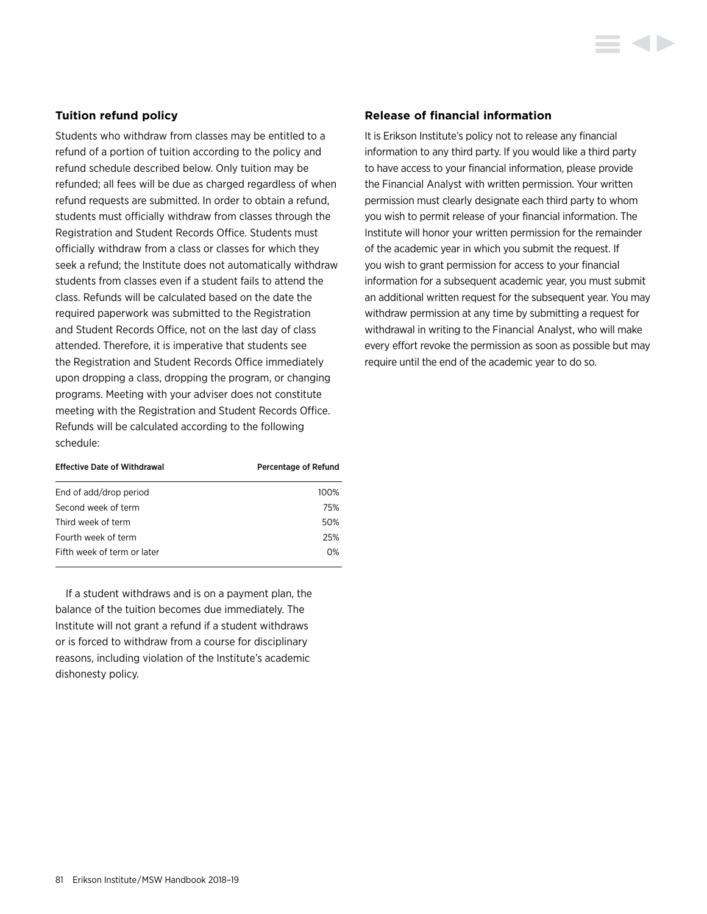### Tuition refund policy

Students who withdraw from classes may be entitled to a refund of a portion of tuition according to the policy and refund schedule described below. Only tuition may be refunded; all fees will be due as charged regardless of when refund requests are submitted. In order to obtain a refund, students must officially withdraw from classes through the Registration and Student Records Office. Students must officially withdraw from a class or classes for which they seek a refund; the Institute does not automatically withdraw students from classes even if a student fails to attend the class. Refunds will be calculated based on the date the required paperwork was submitted to the Registration and Student Records Office, not on the last day of class attended. Therefore, it is imperative that students see the Registration and Student Records Office immediately upon dropping a class, dropping the program, or changing programs. Meeting with your adviser does not constitute meeting with the Registration and Student Records Office. Refunds will be calculated according to the following schedule:

| Effective Date of Withdrawal | Percentage of Refund |
|---|---:|
| End of add/drop period | 100% |
| Second week of term | 75% |
| Third week of term | 50% |
| Fourth week of term | 25% |
| Fifth week of term or later | 0% |

If a student withdraws and is on a payment plan, the balance of the tuition becomes due immediately. The Institute will not grant a refund if a student withdraws or is forced to withdraw from a course for disciplinary reasons, including violation of the Institute's academic dishonesty policy.

### Release of financial information

It is Erikson Institute's policy not to release any financial information to any third party. If you would like a third party to have access to your financial information, please provide the Financial Analyst with written permission. Your written permission must clearly designate each third party to whom you wish to permit release of your financial information. The Institute will honor your written permission for the remainder of the academic year in which you submit the request. If you wish to grant permission for access to your financial information for a subsequent academic year, you must submit an additional written request for the subsequent year. You may withdraw permission at any time by submitting a request for withdrawal in writing to the Financial Analyst, who will make every effort revoke the permission as soon as possible but may require until the end of the academic year to do so.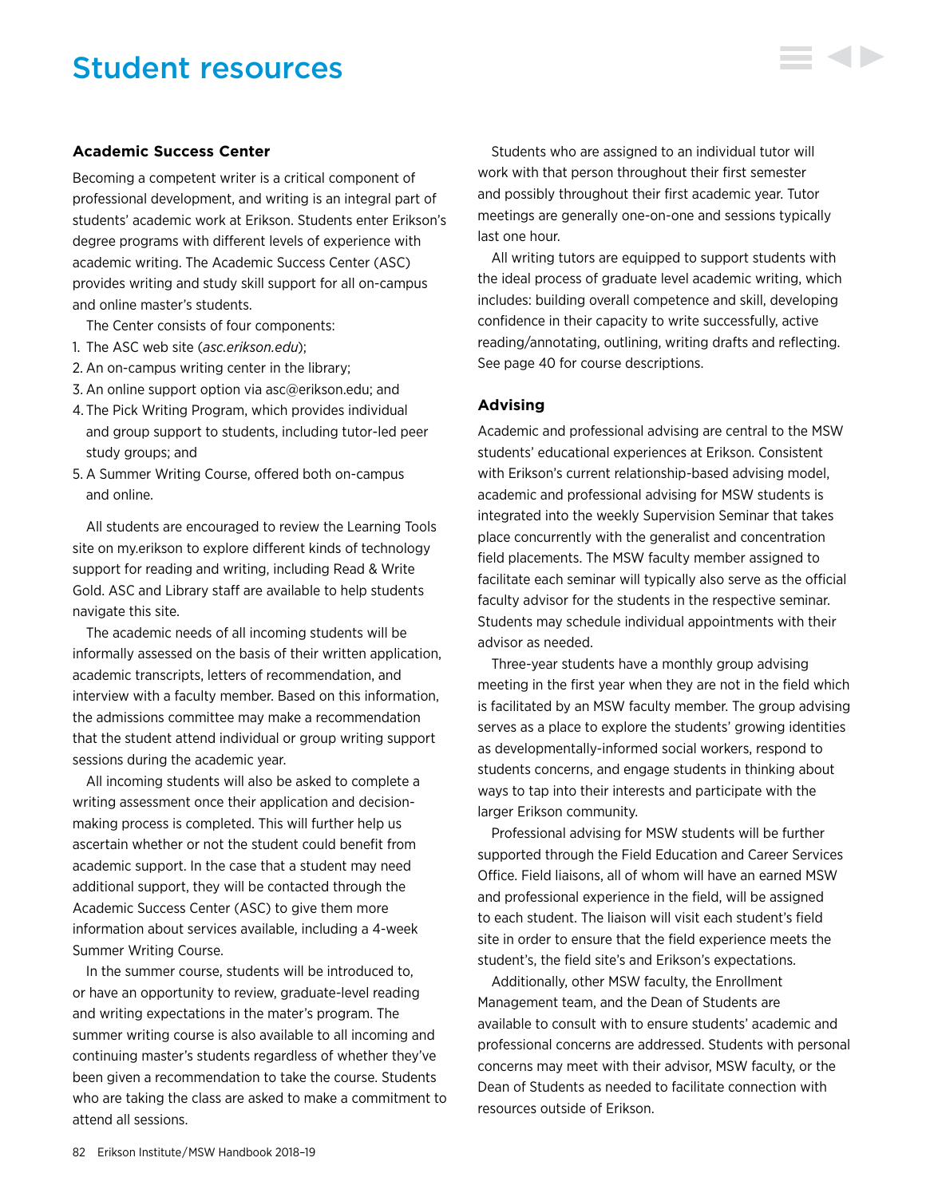# Student resources

### Academic Success Center

Becoming a competent writer is a critical component of professional development, and writing is an integral part of students' academic work at Erikson. Students enter Erikson's degree programs with different levels of experience with academic writing. The Academic Success Center (ASC) provides writing and study skill support for all on-campus and online master's students.

The Center consists of four components:

1. The ASC web site (*asc.erikson.edu*);
2. An on-campus writing center in the library;
3. An online support option via asc@erikson.edu; and
4. The Pick Writing Program, which provides individual and group support to students, including tutor-led peer study groups; and
5. A Summer Writing Course, offered both on-campus and online.

All students are encouraged to review the Learning Tools site on my.erikson to explore different kinds of technology support for reading and writing, including Read & Write Gold. ASC and Library staff are available to help students navigate this site.

The academic needs of all incoming students will be informally assessed on the basis of their written application, academic transcripts, letters of recommendation, and interview with a faculty member. Based on this information, the admissions committee may make a recommendation that the student attend individual or group writing support sessions during the academic year.

All incoming students will also be asked to complete a writing assessment once their application and decision-making process is completed. This will further help us ascertain whether or not the student could benefit from academic support. In the case that a student may need additional support, they will be contacted through the Academic Success Center (ASC) to give them more information about services available, including a 4-week Summer Writing Course.

In the summer course, students will be introduced to, or have an opportunity to review, graduate-level reading and writing expectations in the mater's program. The summer writing course is also available to all incoming and continuing master's students regardless of whether they've been given a recommendation to take the course. Students who are taking the class are asked to make a commitment to attend all sessions.

Students who are assigned to an individual tutor will work with that person throughout their first semester and possibly throughout their first academic year. Tutor meetings are generally one-on-one and sessions typically last one hour.

All writing tutors are equipped to support students with the ideal process of graduate level academic writing, which includes: building overall competence and skill, developing confidence in their capacity to write successfully, active reading/annotating, outlining, writing drafts and reflecting. See page 40 for course descriptions.

### Advising

Academic and professional advising are central to the MSW students' educational experiences at Erikson. Consistent with Erikson's current relationship-based advising model, academic and professional advising for MSW students is integrated into the weekly Supervision Seminar that takes place concurrently with the generalist and concentration field placements. The MSW faculty member assigned to facilitate each seminar will typically also serve as the official faculty advisor for the students in the respective seminar. Students may schedule individual appointments with their advisor as needed.

Three-year students have a monthly group advising meeting in the first year when they are not in the field which is facilitated by an MSW faculty member. The group advising serves as a place to explore the students' growing identities as developmentally-informed social workers, respond to students concerns, and engage students in thinking about ways to tap into their interests and participate with the larger Erikson community.

Professional advising for MSW students will be further supported through the Field Education and Career Services Office. Field liaisons, all of whom will have an earned MSW and professional experience in the field, will be assigned to each student. The liaison will visit each student's field site in order to ensure that the field experience meets the student's, the field site's and Erikson's expectations.

Additionally, other MSW faculty, the Enrollment Management team, and the Dean of Students are available to consult with to ensure students' academic and professional concerns are addressed. Students with personal concerns may meet with their advisor, MSW faculty, or the Dean of Students as needed to facilitate connection with resources outside of Erikson.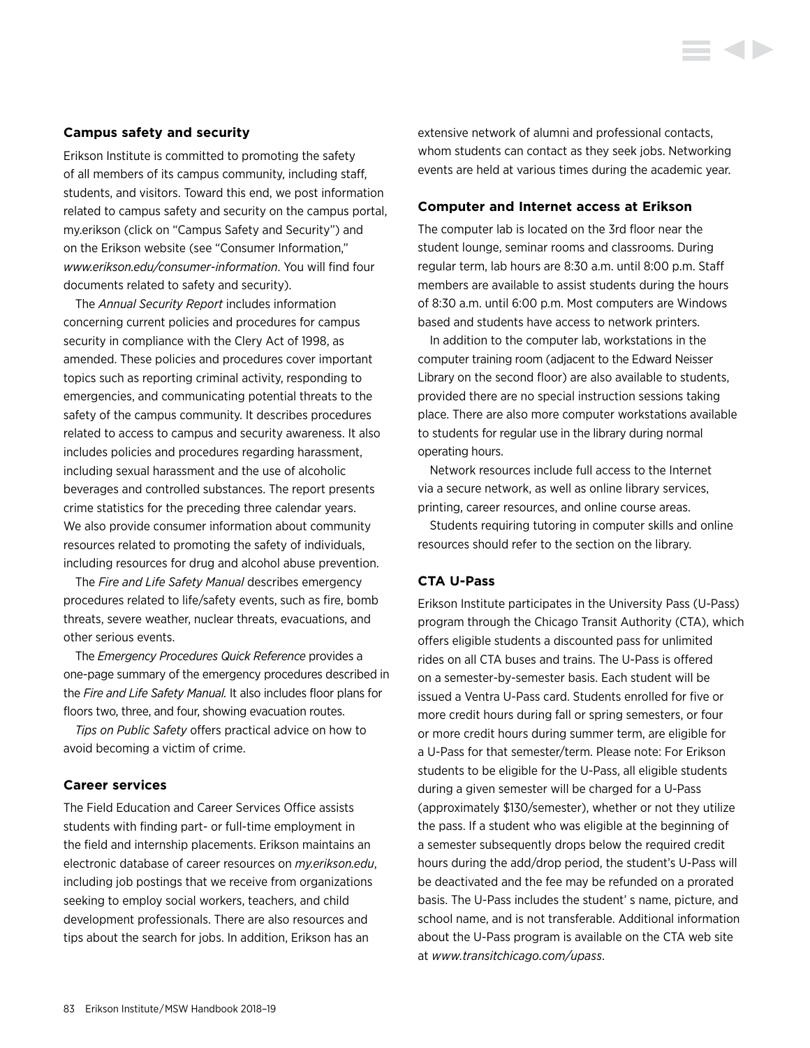### Campus safety and security

Erikson Institute is committed to promoting the safety of all members of its campus community, including staff, students, and visitors. Toward this end, we post information related to campus safety and security on the campus portal, my.erikson (click on "Campus Safety and Security") and on the Erikson website (see "Consumer Information," *www.erikson.edu/consumer-information*. You will find four documents related to safety and security).

The *Annual Security Report* includes information concerning current policies and procedures for campus security in compliance with the Clery Act of 1998, as amended. These policies and procedures cover important topics such as reporting criminal activity, responding to emergencies, and communicating potential threats to the safety of the campus community. It describes procedures related to access to campus and security awareness. It also includes policies and procedures regarding harassment, including sexual harassment and the use of alcoholic beverages and controlled substances. The report presents crime statistics for the preceding three calendar years. We also provide consumer information about community resources related to promoting the safety of individuals, including resources for drug and alcohol abuse prevention.

The *Fire and Life Safety Manual* describes emergency procedures related to life/safety events, such as fire, bomb threats, severe weather, nuclear threats, evacuations, and other serious events.

The *Emergency Procedures Quick Reference* provides a one-page summary of the emergency procedures described in the *Fire and Life Safety Manual.* It also includes floor plans for floors two, three, and four, showing evacuation routes.

*Tips on Public Safety* offers practical advice on how to avoid becoming a victim of crime.

### Career services

The Field Education and Career Services Office assists students with finding part- or full-time employment in the field and internship placements. Erikson maintains an electronic database of career resources on *my.erikson.edu*, including job postings that we receive from organizations seeking to employ social workers, teachers, and child development professionals. There are also resources and tips about the search for jobs. In addition, Erikson has an extensive network of alumni and professional contacts, whom students can contact as they seek jobs. Networking events are held at various times during the academic year.

### Computer and Internet access at Erikson

The computer lab is located on the 3rd floor near the student lounge, seminar rooms and classrooms. During regular term, lab hours are 8:30 a.m. until 8:00 p.m. Staff members are available to assist students during the hours of 8:30 a.m. until 6:00 p.m. Most computers are Windows based and students have access to network printers.

In addition to the computer lab, workstations in the computer training room (adjacent to the Edward Neisser Library on the second floor) are also available to students, provided there are no special instruction sessions taking place. There are also more computer workstations available to students for regular use in the library during normal operating hours.

Network resources include full access to the Internet via a secure network, as well as online library services, printing, career resources, and online course areas.

Students requiring tutoring in computer skills and online resources should refer to the section on the library.

### CTA U-Pass

Erikson Institute participates in the University Pass (U-Pass) program through the Chicago Transit Authority (CTA), which offers eligible students a discounted pass for unlimited rides on all CTA buses and trains. The U-Pass is offered on a semester-by-semester basis. Each student will be issued a Ventra U-Pass card. Students enrolled for five or more credit hours during fall or spring semesters, or four or more credit hours during summer term, are eligible for a U-Pass for that semester/term. Please note: For Erikson students to be eligible for the U-Pass, all eligible students during a given semester will be charged for a U-Pass (approximately $130/semester), whether or not they utilize the pass. If a student who was eligible at the beginning of a semester subsequently drops below the required credit hours during the add/drop period, the student's U-Pass will be deactivated and the fee may be refunded on a prorated basis. The U-Pass includes the student' s name, picture, and school name, and is not transferable. Additional information about the U-Pass program is available on the CTA web site at *www.transitchicago.com/upass*.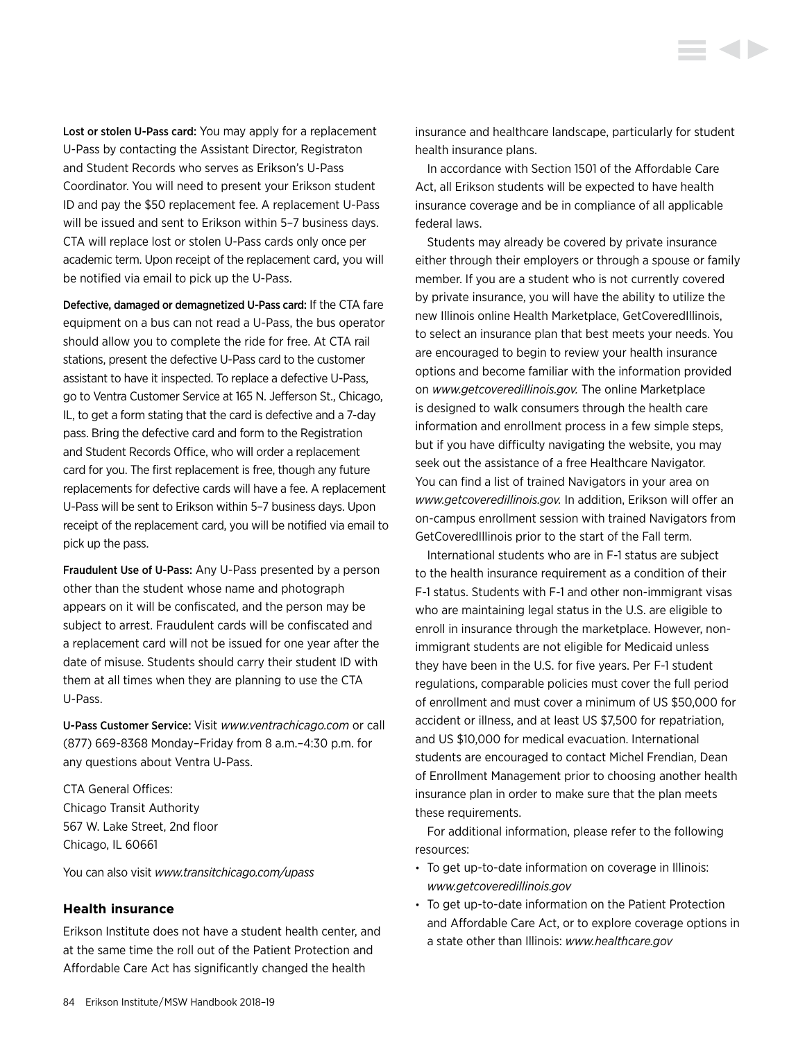**Lost or stolen U-Pass card:** You may apply for a replacement U-Pass by contacting the Assistant Director, Registraton and Student Records who serves as Erikson's U-Pass Coordinator. You will need to present your Erikson student ID and pay the $50 replacement fee. A replacement U-Pass will be issued and sent to Erikson within 5–7 business days. CTA will replace lost or stolen U-Pass cards only once per academic term. Upon receipt of the replacement card, you will be notified via email to pick up the U-Pass.

**Defective, damaged or demagnetized U-Pass card:** If the CTA fare equipment on a bus can not read a U-Pass, the bus operator should allow you to complete the ride for free. At CTA rail stations, present the defective U-Pass card to the customer assistant to have it inspected. To replace a defective U-Pass, go to Ventra Customer Service at 165 N. Jefferson St., Chicago, IL, to get a form stating that the card is defective and a 7-day pass. Bring the defective card and form to the Registration and Student Records Office, who will order a replacement card for you. The first replacement is free, though any future replacements for defective cards will have a fee. A replacement U-Pass will be sent to Erikson within 5–7 business days. Upon receipt of the replacement card, you will be notified via email to pick up the pass.

**Fraudulent Use of U-Pass:** Any U-Pass presented by a person other than the student whose name and photograph appears on it will be confiscated, and the person may be subject to arrest. Fraudulent cards will be confiscated and a replacement card will not be issued for one year after the date of misuse. Students should carry their student ID with them at all times when they are planning to use the CTA U-Pass.

**U-Pass Customer Service:** Visit *www.ventrachicago.com* or call (877) 669-8368 Monday–Friday from 8 a.m.–4:30 p.m. for any questions about Ventra U-Pass.

CTA General Offices:
Chicago Transit Authority
567 W. Lake Street, 2nd floor
Chicago, IL 60661

You can also visit *www.transitchicago.com/upass*

### Health insurance

Erikson Institute does not have a student health center, and at the same time the roll out of the Patient Protection and Affordable Care Act has significantly changed the health insurance and healthcare landscape, particularly for student health insurance plans.

In accordance with Section 1501 of the Affordable Care Act, all Erikson students will be expected to have health insurance coverage and be in compliance of all applicable federal laws.

Students may already be covered by private insurance either through their employers or through a spouse or family member. If you are a student who is not currently covered by private insurance, you will have the ability to utilize the new Illinois online Health Marketplace, GetCoveredIllinois, to select an insurance plan that best meets your needs. You are encouraged to begin to review your health insurance options and become familiar with the information provided on *www.getcoveredillinois.gov.* The online Marketplace is designed to walk consumers through the health care information and enrollment process in a few simple steps, but if you have difficulty navigating the website, you may seek out the assistance of a free Healthcare Navigator. You can find a list of trained Navigators in your area on *www.getcoveredillinois.gov.* In addition, Erikson will offer an on-campus enrollment session with trained Navigators from GetCoveredIllinois prior to the start of the Fall term.

International students who are in F-1 status are subject to the health insurance requirement as a condition of their F-1 status. Students with F-1 and other non-immigrant visas who are maintaining legal status in the U.S. are eligible to enroll in insurance through the marketplace. However, non-immigrant students are not eligible for Medicaid unless they have been in the U.S. for five years. Per F-1 student regulations, comparable policies must cover the full period of enrollment and must cover a minimum of US $50,000 for accident or illness, and at least US $7,500 for repatriation, and US $10,000 for medical evacuation. International students are encouraged to contact Michel Frendian, Dean of Enrollment Management prior to choosing another health insurance plan in order to make sure that the plan meets these requirements.

For additional information, please refer to the following resources:

- To get up-to-date information on coverage in Illinois: *www.getcoveredillinois.gov*
- To get up-to-date information on the Patient Protection and Affordable Care Act, or to explore coverage options in a state other than Illinois: *www.healthcare.gov*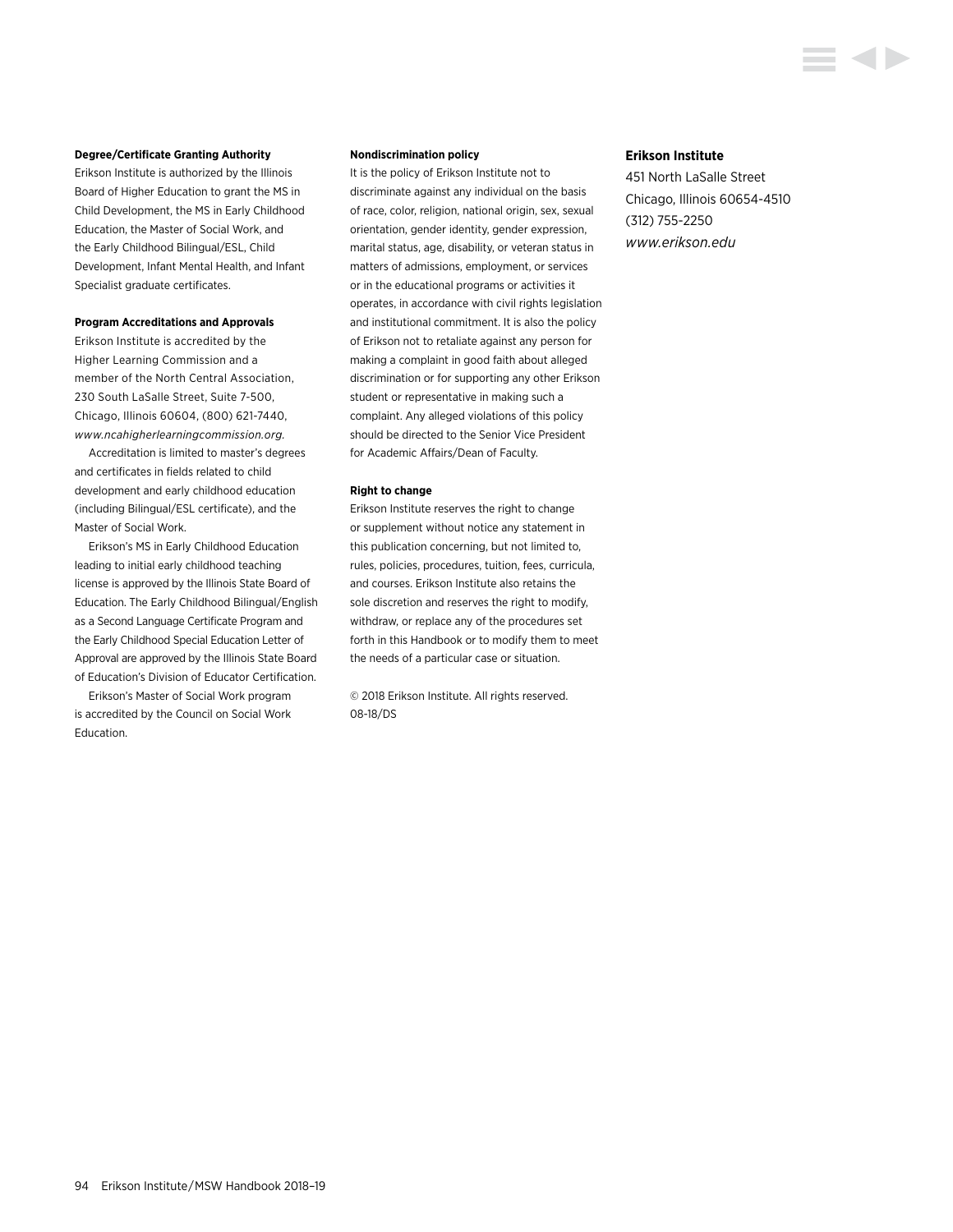**Degree/Certificate Granting Authority**

Erikson Institute is authorized by the Illinois Board of Higher Education to grant the MS in Child Development, the MS in Early Childhood Education, the Master of Social Work, and the Early Childhood Bilingual/ESL, Child Development, Infant Mental Health, and Infant Specialist graduate certificates.

**Program Accreditations and Approvals**

Erikson Institute is accredited by the Higher Learning Commission and a member of the North Central Association, 230 South LaSalle Street, Suite 7-500, Chicago, Illinois 60604, (800) 621-7440, *www.ncahigherlearningcommission.org.*

Accreditation is limited to master's degrees and certificates in fields related to child development and early childhood education (including Bilingual/ESL certificate), and the Master of Social Work.

Erikson's MS in Early Childhood Education leading to initial early childhood teaching license is approved by the Illinois State Board of Education. The Early Childhood Bilingual/English as a Second Language Certificate Program and the Early Childhood Special Education Letter of Approval are approved by the Illinois State Board of Education's Division of Educator Certification.

Erikson's Master of Social Work program is accredited by the Council on Social Work Education.

**Nondiscrimination policy**

It is the policy of Erikson Institute not to discriminate against any individual on the basis of race, color, religion, national origin, sex, sexual orientation, gender identity, gender expression, marital status, age, disability, or veteran status in matters of admissions, employment, or services or in the educational programs or activities it operates, in accordance with civil rights legislation and institutional commitment. It is also the policy of Erikson not to retaliate against any person for making a complaint in good faith about alleged discrimination or for supporting any other Erikson student or representative in making such a complaint. Any alleged violations of this policy should be directed to the Senior Vice President for Academic Affairs/Dean of Faculty.

**Right to change**

Erikson Institute reserves the right to change or supplement without notice any statement in this publication concerning, but not limited to, rules, policies, procedures, tuition, fees, curricula, and courses. Erikson Institute also retains the sole discretion and reserves the right to modify, withdraw, or replace any of the procedures set forth in this Handbook or to modify them to meet the needs of a particular case or situation.

© 2018 Erikson Institute. All rights reserved.
08-18/DS

**Erikson Institute**

451 North LaSalle Street
Chicago, Illinois 60654-4510
(312) 755-2250
*www.erikson.edu*